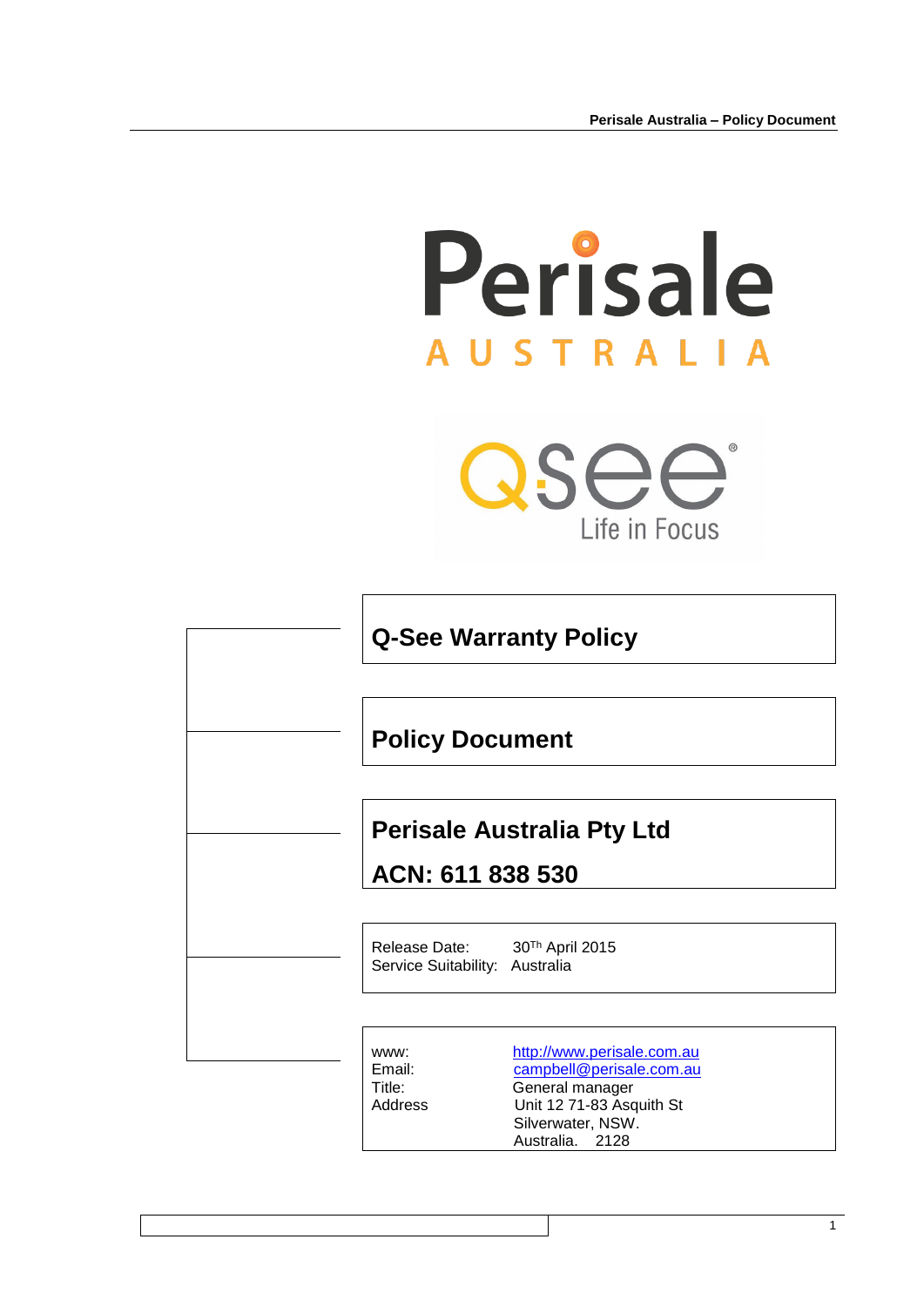Perisale

AUSTRALIA

Qsee

Life in Focus

# Q-See Warranty Policy

## Policy Document

## Perisale Australia Pty Ltd

## ACN: 611 838 530

Release Date: 30th April 2015
Service Suitability: Australia

| | |
|---|---|
| www: | http://www.perisale.com.au |
| Email: | campbell@perisale.com.au |
| Title: | General manager |
| Address | Unit 12 71-83 Asquith St<br>Silverwater, NSW.<br>Australia. 2128 |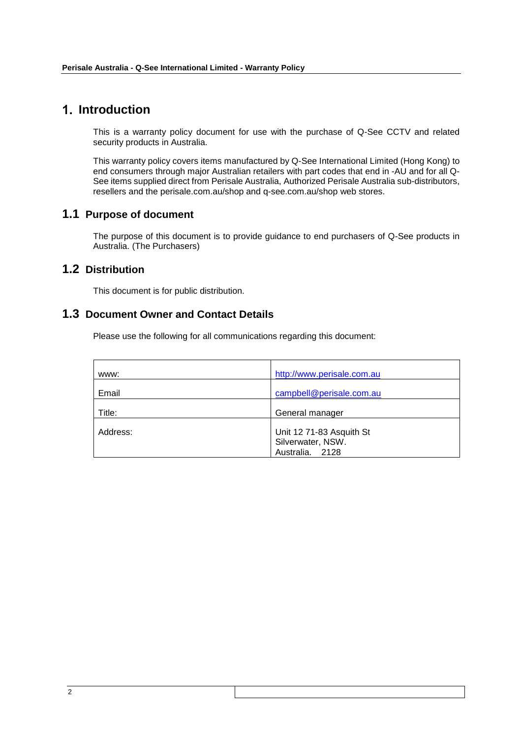# 1. Introduction

This is a warranty policy document for use with the purchase of Q-See CCTV and related security products in Australia.

This warranty policy covers items manufactured by Q-See International Limited (Hong Kong) to end consumers through major Australian retailers with part codes that end in -AU and for all Q-See items supplied direct from Perisale Australia, Authorized Perisale Australia sub-distributors, resellers and the perisale.com.au/shop and q-see.com.au/shop web stores.

## 1.1 Purpose of document

The purpose of this document is to provide guidance to end purchasers of Q-See products in Australia. (The Purchasers)

## 1.2 Distribution

This document is for public distribution.

## 1.3 Document Owner and Contact Details

Please use the following for all communications regarding this document:

| | |
|---|---|
| www: | http://www.perisale.com.au |
| Email | campbell@perisale.com.au |
| Title: | General manager |
| Address: | Unit 12 71-83 Asquith St<br>Silverwater, NSW.<br>Australia. 2128 |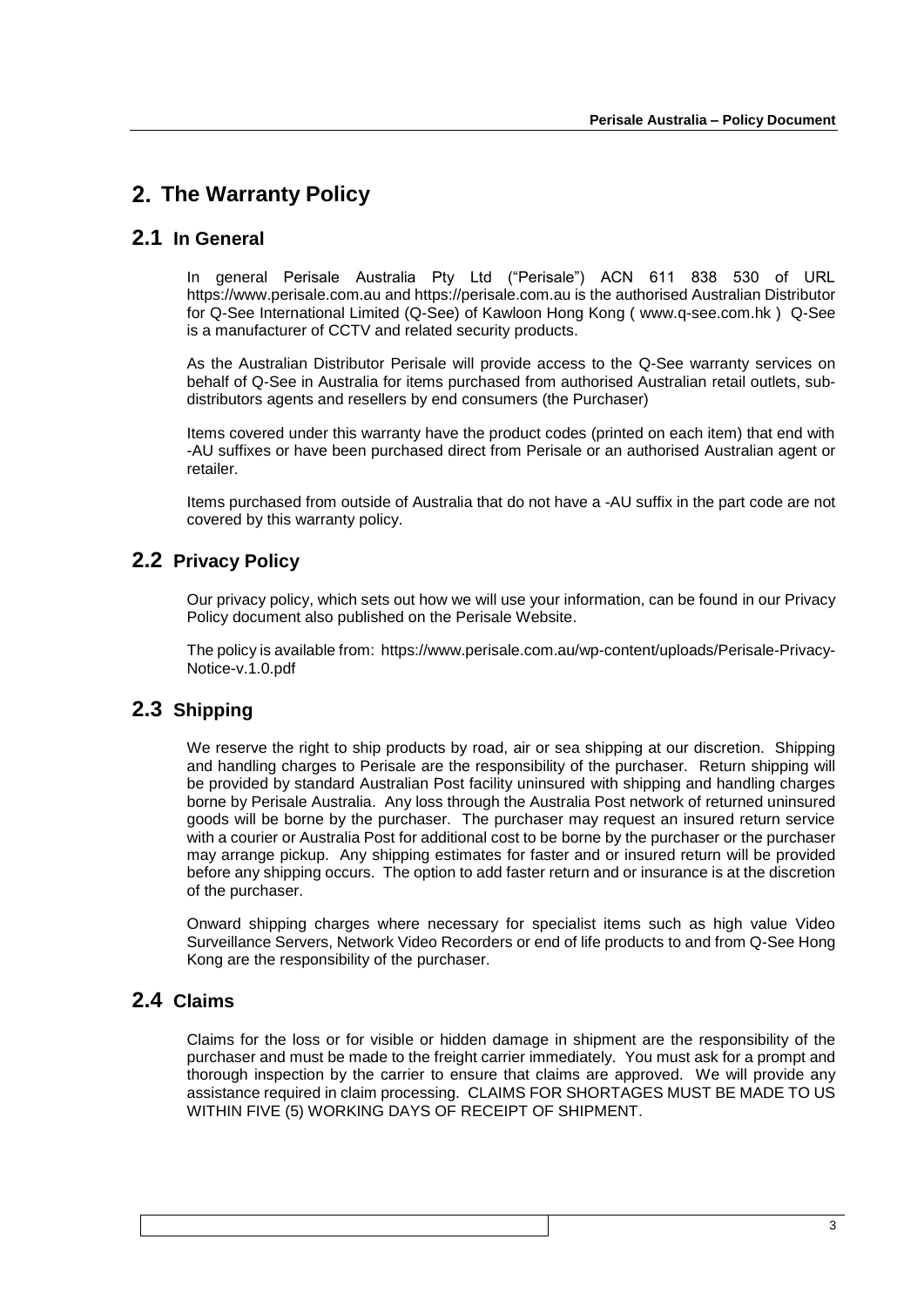# 2. The Warranty Policy

## 2.1 In General

In general Perisale Australia Pty Ltd ("Perisale") ACN 611 838 530 of URL https://www.perisale.com.au and https://perisale.com.au is the authorised Australian Distributor for Q-See International Limited (Q-See) of Kawloon Hong Kong ( www.q-see.com.hk ) Q-See is a manufacturer of CCTV and related security products.

As the Australian Distributor Perisale will provide access to the Q-See warranty services on behalf of Q-See in Australia for items purchased from authorised Australian retail outlets, sub-distributors agents and resellers by end consumers (the Purchaser)

Items covered under this warranty have the product codes (printed on each item) that end with -AU suffixes or have been purchased direct from Perisale or an authorised Australian agent or retailer.

Items purchased from outside of Australia that do not have a -AU suffix in the part code are not covered by this warranty policy.

## 2.2 Privacy Policy

Our privacy policy, which sets out how we will use your information, can be found in our Privacy Policy document also published on the Perisale Website.

The policy is available from: https://www.perisale.com.au/wp-content/uploads/Perisale-Privacy-Notice-v.1.0.pdf

## 2.3 Shipping

We reserve the right to ship products by road, air or sea shipping at our discretion. Shipping and handling charges to Perisale are the responsibility of the purchaser. Return shipping will be provided by standard Australian Post facility uninsured with shipping and handling charges borne by Perisale Australia. Any loss through the Australia Post network of returned uninsured goods will be borne by the purchaser. The purchaser may request an insured return service with a courier or Australia Post for additional cost to be borne by the purchaser or the purchaser may arrange pickup. Any shipping estimates for faster and or insured return will be provided before any shipping occurs. The option to add faster return and or insurance is at the discretion of the purchaser.

Onward shipping charges where necessary for specialist items such as high value Video Surveillance Servers, Network Video Recorders or end of life products to and from Q-See Hong Kong are the responsibility of the purchaser.

## 2.4 Claims

Claims for the loss or for visible or hidden damage in shipment are the responsibility of the purchaser and must be made to the freight carrier immediately. You must ask for a prompt and thorough inspection by the carrier to ensure that claims are approved. We will provide any assistance required in claim processing. CLAIMS FOR SHORTAGES MUST BE MADE TO US WITHIN FIVE (5) WORKING DAYS OF RECEIPT OF SHIPMENT.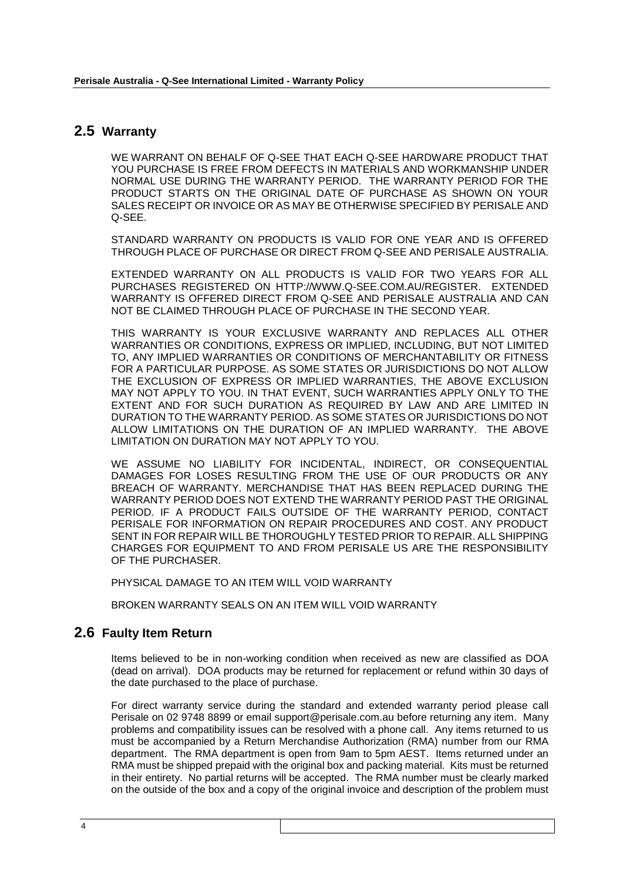## 2.5 Warranty

WE WARRANT ON BEHALF OF Q-SEE THAT EACH Q-SEE HARDWARE PRODUCT THAT YOU PURCHASE IS FREE FROM DEFECTS IN MATERIALS AND WORKMANSHIP UNDER NORMAL USE DURING THE WARRANTY PERIOD. THE WARRANTY PERIOD FOR THE PRODUCT STARTS ON THE ORIGINAL DATE OF PURCHASE AS SHOWN ON YOUR SALES RECEIPT OR INVOICE OR AS MAY BE OTHERWISE SPECIFIED BY PERISALE AND Q-SEE.

STANDARD WARRANTY ON PRODUCTS IS VALID FOR ONE YEAR AND IS OFFERED THROUGH PLACE OF PURCHASE OR DIRECT FROM Q-SEE AND PERISALE AUSTRALIA.

EXTENDED WARRANTY ON ALL PRODUCTS IS VALID FOR TWO YEARS FOR ALL PURCHASES REGISTERED ON HTTP://WWW.Q-SEE.COM.AU/REGISTER. EXTENDED WARRANTY IS OFFERED DIRECT FROM Q-SEE AND PERISALE AUSTRALIA AND CAN NOT BE CLAIMED THROUGH PLACE OF PURCHASE IN THE SECOND YEAR.

THIS WARRANTY IS YOUR EXCLUSIVE WARRANTY AND REPLACES ALL OTHER WARRANTIES OR CONDITIONS, EXPRESS OR IMPLIED, INCLUDING, BUT NOT LIMITED TO, ANY IMPLIED WARRANTIES OR CONDITIONS OF MERCHANTABILITY OR FITNESS FOR A PARTICULAR PURPOSE. AS SOME STATES OR JURISDICTIONS DO NOT ALLOW THE EXCLUSION OF EXPRESS OR IMPLIED WARRANTIES, THE ABOVE EXCLUSION MAY NOT APPLY TO YOU. IN THAT EVENT, SUCH WARRANTIES APPLY ONLY TO THE EXTENT AND FOR SUCH DURATION AS REQUIRED BY LAW AND ARE LIMITED IN DURATION TO THE WARRANTY PERIOD. AS SOME STATES OR JURISDICTIONS DO NOT ALLOW LIMITATIONS ON THE DURATION OF AN IMPLIED WARRANTY. THE ABOVE LIMITATION ON DURATION MAY NOT APPLY TO YOU.

WE ASSUME NO LIABILITY FOR INCIDENTAL, INDIRECT, OR CONSEQUENTIAL DAMAGES FOR LOSES RESULTING FROM THE USE OF OUR PRODUCTS OR ANY BREACH OF WARRANTY. MERCHANDISE THAT HAS BEEN REPLACED DURING THE WARRANTY PERIOD DOES NOT EXTEND THE WARRANTY PERIOD PAST THE ORIGINAL PERIOD. IF A PRODUCT FAILS OUTSIDE OF THE WARRANTY PERIOD, CONTACT PERISALE FOR INFORMATION ON REPAIR PROCEDURES AND COST. ANY PRODUCT SENT IN FOR REPAIR WILL BE THOROUGHLY TESTED PRIOR TO REPAIR. ALL SHIPPING CHARGES FOR EQUIPMENT TO AND FROM PERISALE US ARE THE RESPONSIBILITY OF THE PURCHASER.

PHYSICAL DAMAGE TO AN ITEM WILL VOID WARRANTY

BROKEN WARRANTY SEALS ON AN ITEM WILL VOID WARRANTY

## 2.6 Faulty Item Return

Items believed to be in non-working condition when received as new are classified as DOA (dead on arrival). DOA products may be returned for replacement or refund within 30 days of the date purchased to the place of purchase.

For direct warranty service during the standard and extended warranty period please call Perisale on 02 9748 8899 or email support@perisale.com.au before returning any item. Many problems and compatibility issues can be resolved with a phone call. Any items returned to us must be accompanied by a Return Merchandise Authorization (RMA) number from our RMA department. The RMA department is open from 9am to 5pm AEST. Items returned under an RMA must be shipped prepaid with the original box and packing material. Kits must be returned in their entirety. No partial returns will be accepted. The RMA number must be clearly marked on the outside of the box and a copy of the original invoice and description of the problem must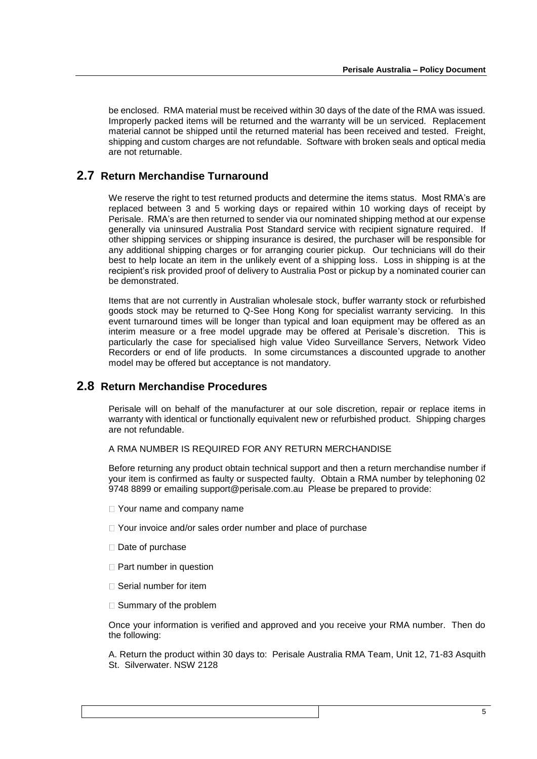be enclosed. RMA material must be received within 30 days of the date of the RMA was issued. Improperly packed items will be returned and the warranty will be un serviced. Replacement material cannot be shipped until the returned material has been received and tested. Freight, shipping and custom charges are not refundable. Software with broken seals and optical media are not returnable.

## 2.7 Return Merchandise Turnaround

We reserve the right to test returned products and determine the items status. Most RMA's are replaced between 3 and 5 working days or repaired within 10 working days of receipt by Perisale. RMA's are then returned to sender via our nominated shipping method at our expense generally via uninsured Australia Post Standard service with recipient signature required. If other shipping services or shipping insurance is desired, the purchaser will be responsible for any additional shipping charges or for arranging courier pickup. Our technicians will do their best to help locate an item in the unlikely event of a shipping loss. Loss in shipping is at the recipient's risk provided proof of delivery to Australia Post or pickup by a nominated courier can be demonstrated.

Items that are not currently in Australian wholesale stock, buffer warranty stock or refurbished goods stock may be returned to Q-See Hong Kong for specialist warranty servicing. In this event turnaround times will be longer than typical and loan equipment may be offered as an interim measure or a free model upgrade may be offered at Perisale's discretion. This is particularly the case for specialised high value Video Surveillance Servers, Network Video Recorders or end of life products. In some circumstances a discounted upgrade to another model may be offered but acceptance is not mandatory.

## 2.8 Return Merchandise Procedures

Perisale will on behalf of the manufacturer at our sole discretion, repair or replace items in warranty with identical or functionally equivalent new or refurbished product. Shipping charges are not refundable.

A RMA NUMBER IS REQUIRED FOR ANY RETURN MERCHANDISE

Before returning any product obtain technical support and then a return merchandise number if your item is confirmed as faulty or suspected faulty. Obtain a RMA number by telephoning 02 9748 8899 or emailing support@perisale.com.au Please be prepared to provide:

- Your name and company name
- Your invoice and/or sales order number and place of purchase
- Date of purchase
- Part number in question
- Serial number for item
- Summary of the problem

Once your information is verified and approved and you receive your RMA number. Then do the following:

A. Return the product within 30 days to: Perisale Australia RMA Team, Unit 12, 71-83 Asquith St. Silverwater. NSW 2128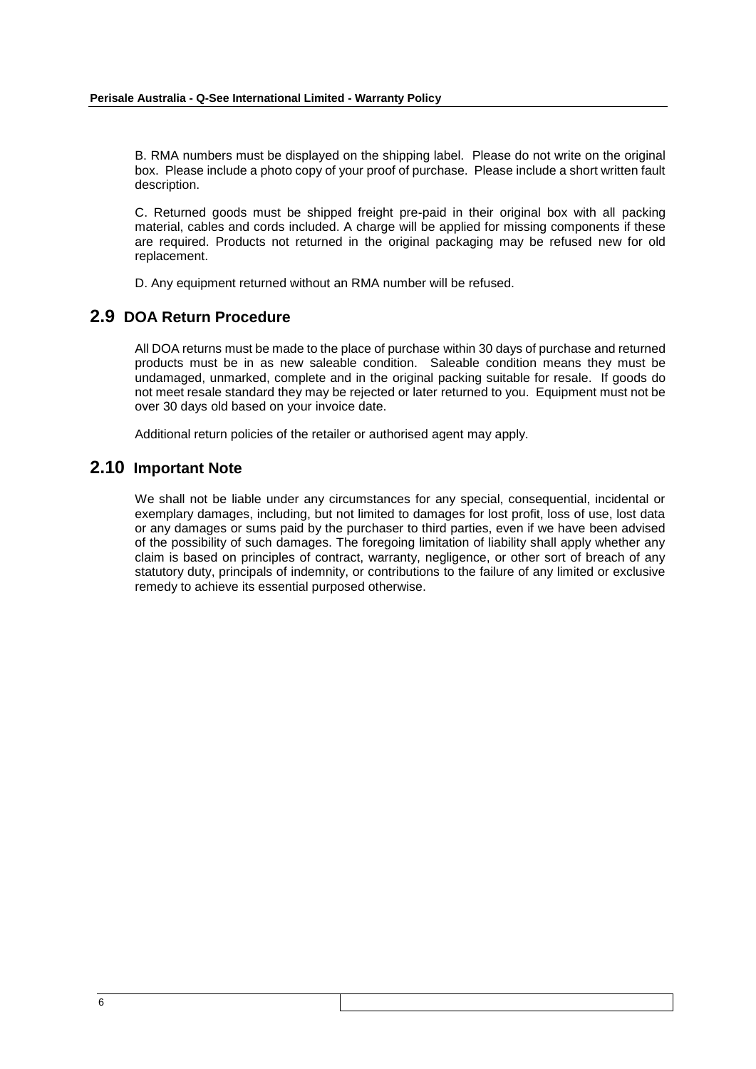B. RMA numbers must be displayed on the shipping label. Please do not write on the original box. Please include a photo copy of your proof of purchase. Please include a short written fault description.

C. Returned goods must be shipped freight pre-paid in their original box with all packing material, cables and cords included. A charge will be applied for missing components if these are required. Products not returned in the original packaging may be refused new for old replacement.

D. Any equipment returned without an RMA number will be refused.

## 2.9 DOA Return Procedure

All DOA returns must be made to the place of purchase within 30 days of purchase and returned products must be in as new saleable condition. Saleable condition means they must be undamaged, unmarked, complete and in the original packing suitable for resale. If goods do not meet resale standard they may be rejected or later returned to you. Equipment must not be over 30 days old based on your invoice date.

Additional return policies of the retailer or authorised agent may apply.

## 2.10 Important Note

We shall not be liable under any circumstances for any special, consequential, incidental or exemplary damages, including, but not limited to damages for lost profit, loss of use, lost data or any damages or sums paid by the purchaser to third parties, even if we have been advised of the possibility of such damages. The foregoing limitation of liability shall apply whether any claim is based on principles of contract, warranty, negligence, or other sort of breach of any statutory duty, principals of indemnity, or contributions to the failure of any limited or exclusive remedy to achieve its essential purposed otherwise.